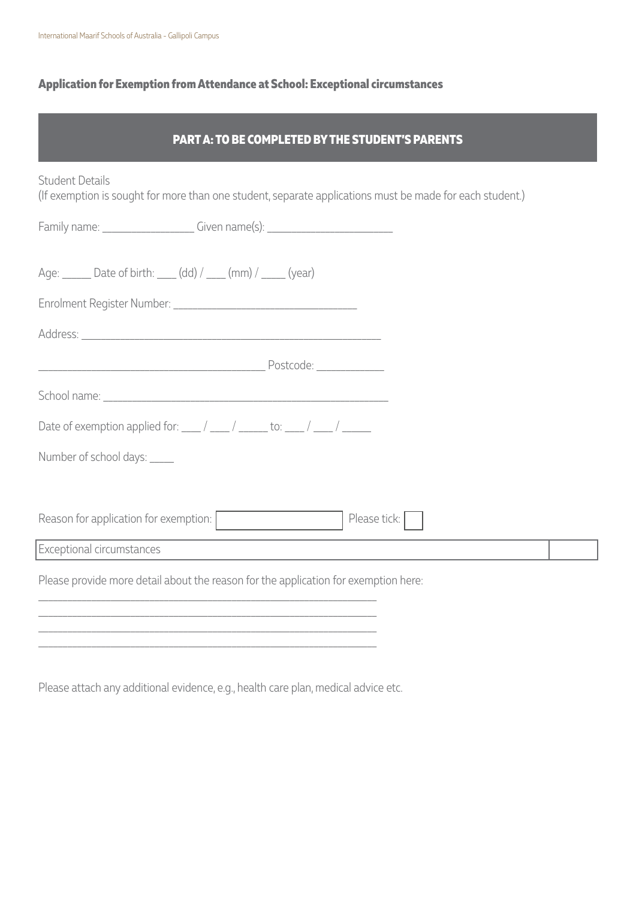## Application for Exemption from Attendance at School: Exceptional circumstances

### PART A: TO BE COMPLETED BY THE STUDENT'S PARENTS

Student Details
(If exemption is sought for more than one student, separate applications must be made for each student.)

Family name: ________________ Given name(s): ______________________

Age: _____ Date of birth: ___ (dd) / ___ (mm) / ____ (year)

Enrolment Register Number: ________________________________

Address: ____________________________________________________

________________________________________ Postcode: ____________

School name: ___________________________________________________

Date of exemption applied for: ___ / ___ / _____ to: ___ / ___ / _____

Number of school days: ____

| Reason for application for exemption: | Please tick: |
| --- | --- |
| Exceptional circumstances | |

Please provide more detail about the reason for the application for exemption here:

___________________________________________________________
___________________________________________________________
___________________________________________________________
___________________________________________________________

Please attach any additional evidence, e.g., health care plan, medical advice etc.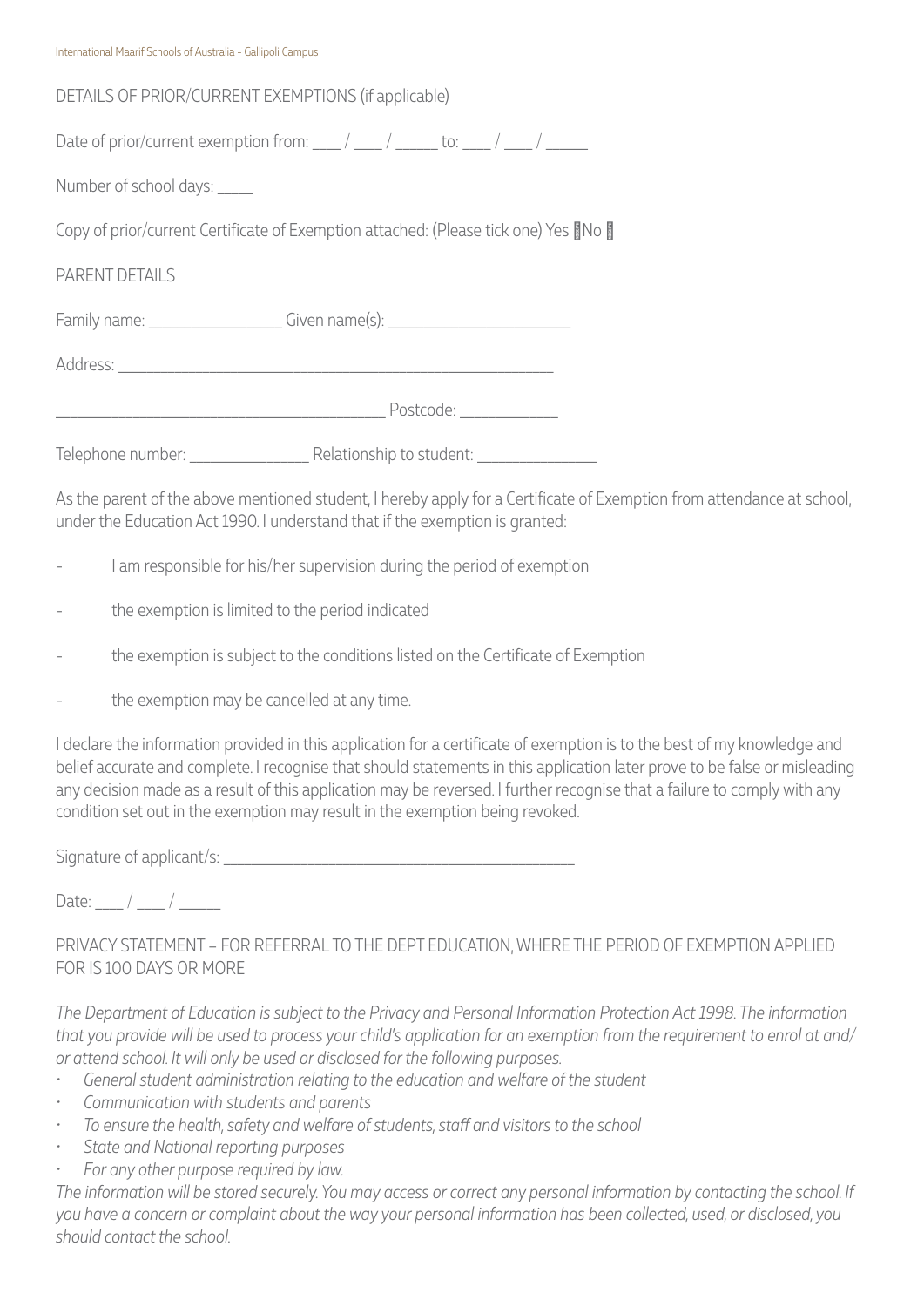DETAILS OF PRIOR/CURRENT EXEMPTIONS (if applicable)

Date of prior/current exemption from: ___ / ___ / _____ to: ___ / ___ / _____

Number of school days: ____

Copy of prior/current Certificate of Exemption attached: (Please tick one) Yes ☐ No ☐

PARENT DETAILS

Family name: ________________ Given name(s): ______________________

Address: _____________________________________________________

________________________________________ Postcode: ____________

Telephone number: _______________ Relationship to student: _______________

As the parent of the above mentioned student, I hereby apply for a Certificate of Exemption from attendance at school, under the Education Act 1990. I understand that if the exemption is granted:

- I am responsible for his/her supervision during the period of exemption
- the exemption is limited to the period indicated
- the exemption is subject to the conditions listed on the Certificate of Exemption
- the exemption may be cancelled at any time.

I declare the information provided in this application for a certificate of exemption is to the best of my knowledge and belief accurate and complete. I recognise that should statements in this application later prove to be false or misleading any decision made as a result of this application may be reversed. I further recognise that a failure to comply with any condition set out in the exemption may result in the exemption being revoked.

Signature of applicant/s: ____________________________________________

Date: ___ / ___ / _____

PRIVACY STATEMENT – FOR REFERRAL TO THE DEPT EDUCATION, WHERE THE PERIOD OF EXEMPTION APPLIED FOR IS 100 DAYS OR MORE

*The Department of Education is subject to the Privacy and Personal Information Protection Act 1998. The information that you provide will be used to process your child's application for an exemption from the requirement to enrol at and/or attend school. It will only be used or disclosed for the following purposes.*

- *General student administration relating to the education and welfare of the student*
- *Communication with students and parents*
- *To ensure the health, safety and welfare of students, staff and visitors to the school*
- *State and National reporting purposes*
- *For any other purpose required by law.*

*The information will be stored securely. You may access or correct any personal information by contacting the school. If you have a concern or complaint about the way your personal information has been collected, used, or disclosed, you should contact the school.*